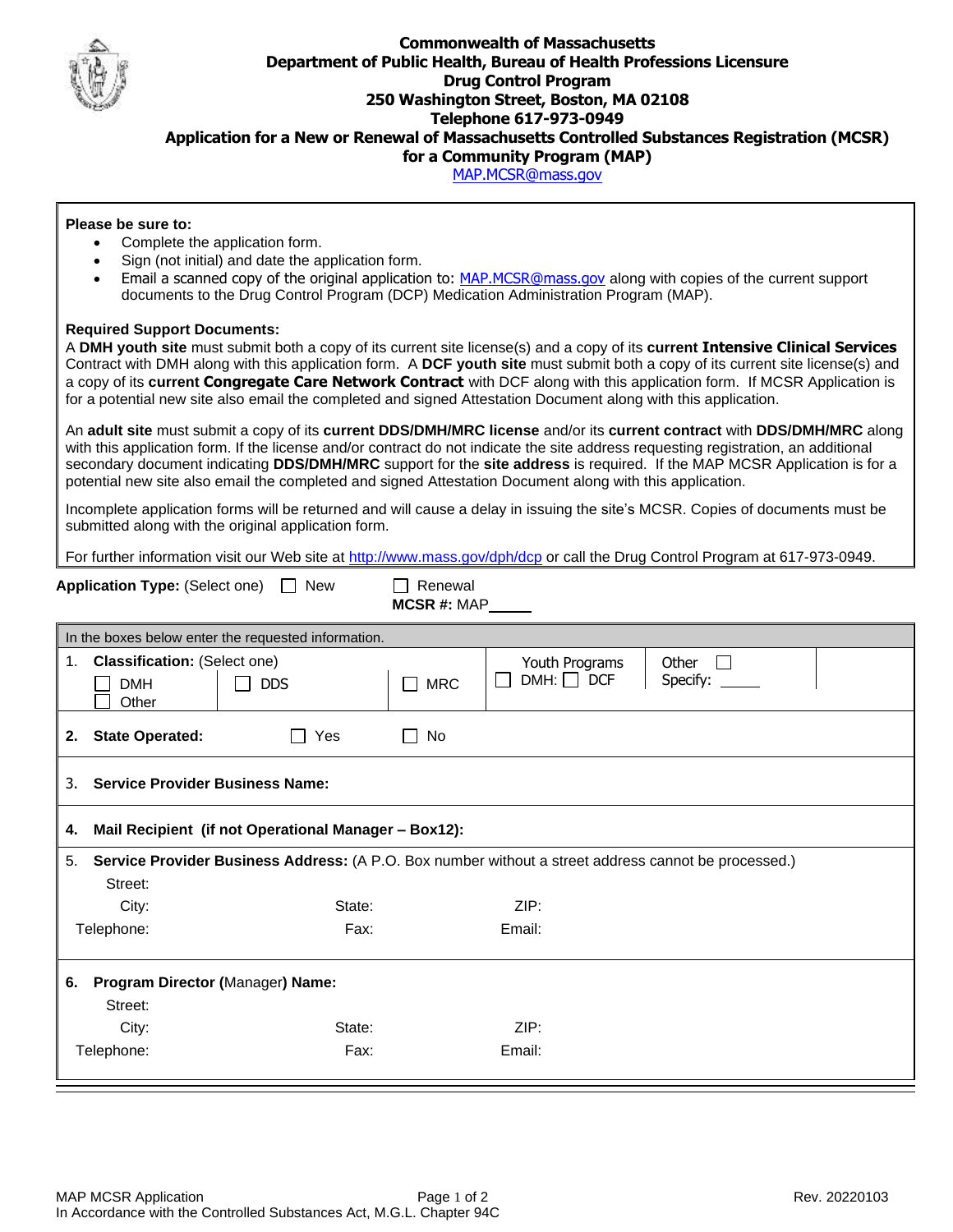**Commonwealth of Massachusetts**
**Department of Public Health, Bureau of Health Professions Licensure**
**Drug Control Program**
**250 Washington Street, Boston, MA 02108**
**Telephone 617-973-0949**

# Application for a New or Renewal of Massachusetts Controlled Substances Registration (MCSR) for a Community Program (MAP)

MAP.MCSR@mass.gov

**Please be sure to:**

- Complete the application form.
- Sign (not initial) and date the application form.
- Email a scanned copy of the original application to: MAP.MCSR@mass.gov along with copies of the current support documents to the Drug Control Program (DCP) Medication Administration Program (MAP).

**Required Support Documents:**

A **DMH youth site** must submit both a copy of its current site license(s) and a copy of its **current Intensive Clinical Services** Contract with DMH along with this application form. A **DCF youth site** must submit both a copy of its current site license(s) and a copy of its **current Congregate Care Network Contract** with DCF along with this application form. If MCSR Application is for a potential new site also email the completed and signed Attestation Document along with this application.

An **adult site** must submit a copy of its **current DDS/DMH/MRC license** and/or its **current contract** with **DDS/DMH/MRC** along with this application form. If the license and/or contract do not indicate the site address requesting registration, an additional secondary document indicating **DDS/DMH/MRC** support for the **site address** is required. If the MAP MCSR Application is for a potential new site also email the completed and signed Attestation Document along with this application.

Incomplete application forms will be returned and will cause a delay in issuing the site's MCSR. Copies of documents must be submitted along with the original application form.

For further information visit our Web site at http://www.mass.gov/dph/dcp or call the Drug Control Program at 617-973-0949.

**Application Type:** (Select one) ☐ New ☐ Renewal
**MCSR #:** MAP_____

In the boxes below enter the requested information.

1. **Classification:** (Select one) ☐ DMH ☐ Other ☐ DDS ☐ MRC Youth Programs ☐ DMH: ☐ DCF Other ☐ Specify: _____

2. **State Operated:** ☐ Yes ☐ No

3. **Service Provider Business Name:**

4. **Mail Recipient (if not Operational Manager – Box12):**

5. **Service Provider Business Address:** (A P.O. Box number without a street address cannot be processed.)
   Street:
   City: State: ZIP:
   Telephone: Fax: Email:

6. **Program Director (**Manager**) Name:**
   Street:
   City: State: ZIP:
   Telephone: Fax: Email:

MAP MCSR Application
In Accordance with the Controlled Substances Act, M.G.L. Chapter 94C
Rev. 20220103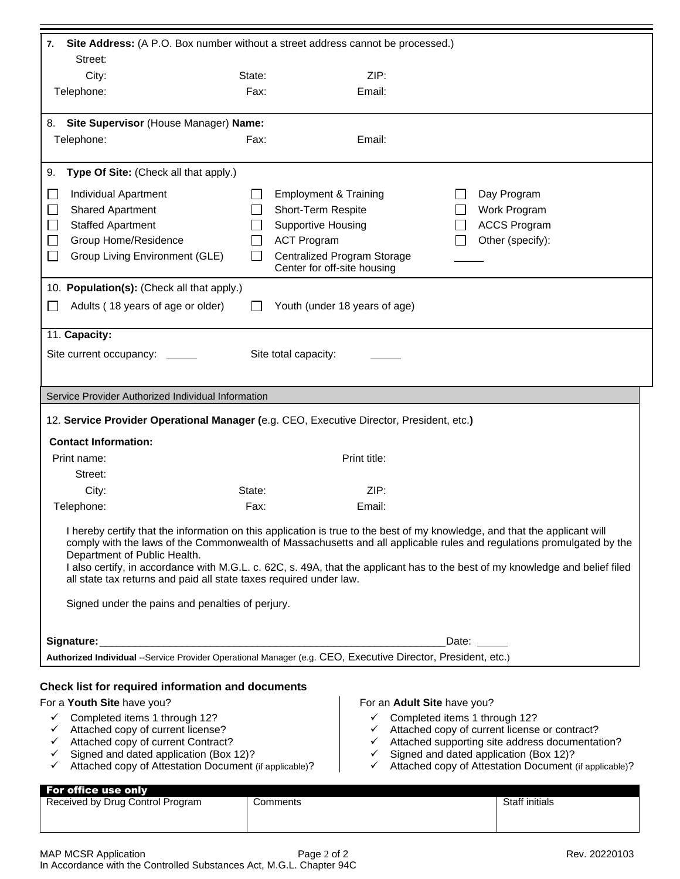**7. Site Address:** (A P.O. Box number without a street address cannot be processed.)

Street:

City: State: ZIP:

Telephone: Fax: Email:

8. **Site Supervisor** (House Manager) **Name:**

Telephone: Fax: Email:

9. **Type Of Site:** (Check all that apply.)

- ☐ Individual Apartment
- ☐ Shared Apartment
- ☐ Staffed Apartment
- ☐ Group Home/Residence
- ☐ Group Living Environment (GLE)
- ☐ Employment & Training
- ☐ Short-Term Respite
- ☐ Supportive Housing
- ☐ ACT Program
- ☐ Centralized Program Storage Center for off-site housing
- ☐ Day Program
- ☐ Work Program
- ☐ ACCS Program
- ☐ Other (specify): _____

10. **Population(s):** (Check all that apply.)

- ☐ Adults ( 18 years of age or older)
- ☐ Youth (under 18 years of age)

11. **Capacity:**

Site current occupancy: _____ Site total capacity: _____

## Service Provider Authorized Individual Information

12. **Service Provider Operational Manager (**e.g. CEO, Executive Director, President, etc.**)**

**Contact Information:**

Print name: Print title:

Street:

City: State: ZIP:

Telephone: Fax: Email:

I hereby certify that the information on this application is true to the best of my knowledge, and that the applicant will comply with the laws of the Commonwealth of Massachusetts and all applicable rules and regulations promulgated by the Department of Public Health.

I also certify, in accordance with M.G.L. c. 62C, s. 49A, that the applicant has to the best of my knowledge and belief filed all state tax returns and paid all state taxes required under law.

Signed under the pains and penalties of perjury.

**Signature:**____________________________________________________________Date: _____

**Authorized Individual** --Service Provider Operational Manager (e.g. CEO, Executive Director, President, etc.)

### Check list for required information and documents

For a **Youth Site** have you?

- ✓ Completed items 1 through 12?
- ✓ Attached copy of current license?
- ✓ Attached copy of current Contract?
- ✓ Signed and dated application (Box 12)?
- ✓ Attached copy of Attestation Document (if applicable)?

For an **Adult Site** have you?

- ✓ Completed items 1 through 12?
- ✓ Attached copy of current license or contract?
- ✓ Attached supporting site address documentation?
- ✓ Signed and dated application (Box 12)?
- ✓ Attached copy of Attestation Document (if applicable)?

**For office use only**

| Received by Drug Control Program | Comments | Staff initials |
|---|---|---|
| | | |

MAP MCSR Application Rev. 20220103

In Accordance with the Controlled Substances Act, M.G.L. Chapter 94C